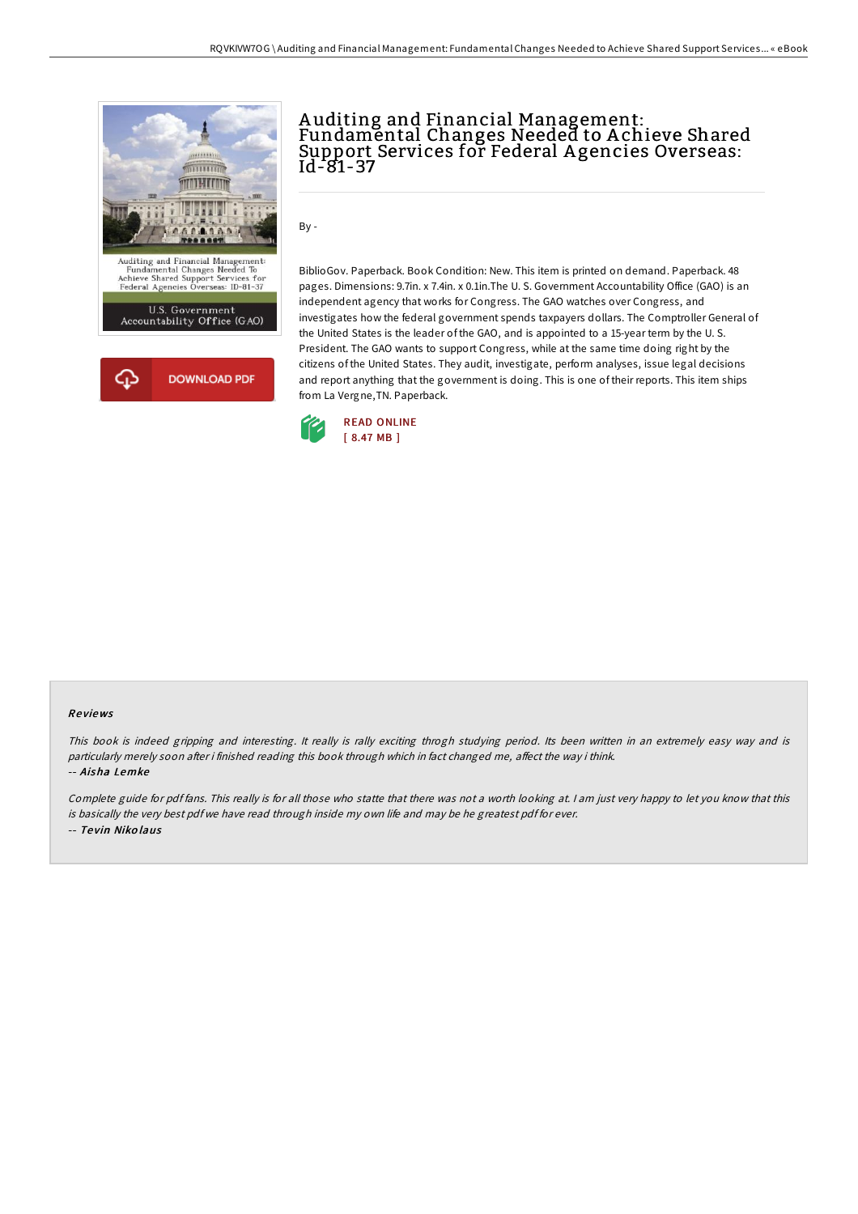# Auditing and Financial Management: Fundamental Changes Needed to Achieve Shared Support Services for Federal Agencies Overseas: Id-81-37

By -

BiblioGov. Paperback. Book Condition: New. This item is printed on demand. Paperback. 48 pages. Dimensions: 9.7in. x 7.4in. x 0.1in.The U. S. Government Accountability Office (GAO) is an independent agency that works for Congress. The GAO watches over Congress, and investigates how the federal government spends taxpayers dollars. The Comptroller General of the United States is the leader of the GAO, and is appointed to a 15-year term by the U. S. President. The GAO wants to support Congress, while at the same time doing right by the citizens of the United States. They audit, investigate, perform analyses, issue legal decisions and report anything that the government is doing. This is one of their reports. This item ships from La Vergne,TN. Paperback.

DOWNLOAD PDF

READ ONLINE
[ 8.47 MB ]

## Reviews

*This book is indeed gripping and interesting. It really is rally exciting throgh studying period. Its been written in an extremely easy way and is particularly merely soon after i finished reading this book through which in fact changed me, affect the way i think.*
-- *Aisha Lemke*

*Complete guide for pdf fans. This really is for all those who statte that there was not a worth looking at. I am just very happy to let you know that this is basically the very best pdf we have read through inside my own life and may be he greatest pdf for ever.*
-- *Tevin Nikolaus*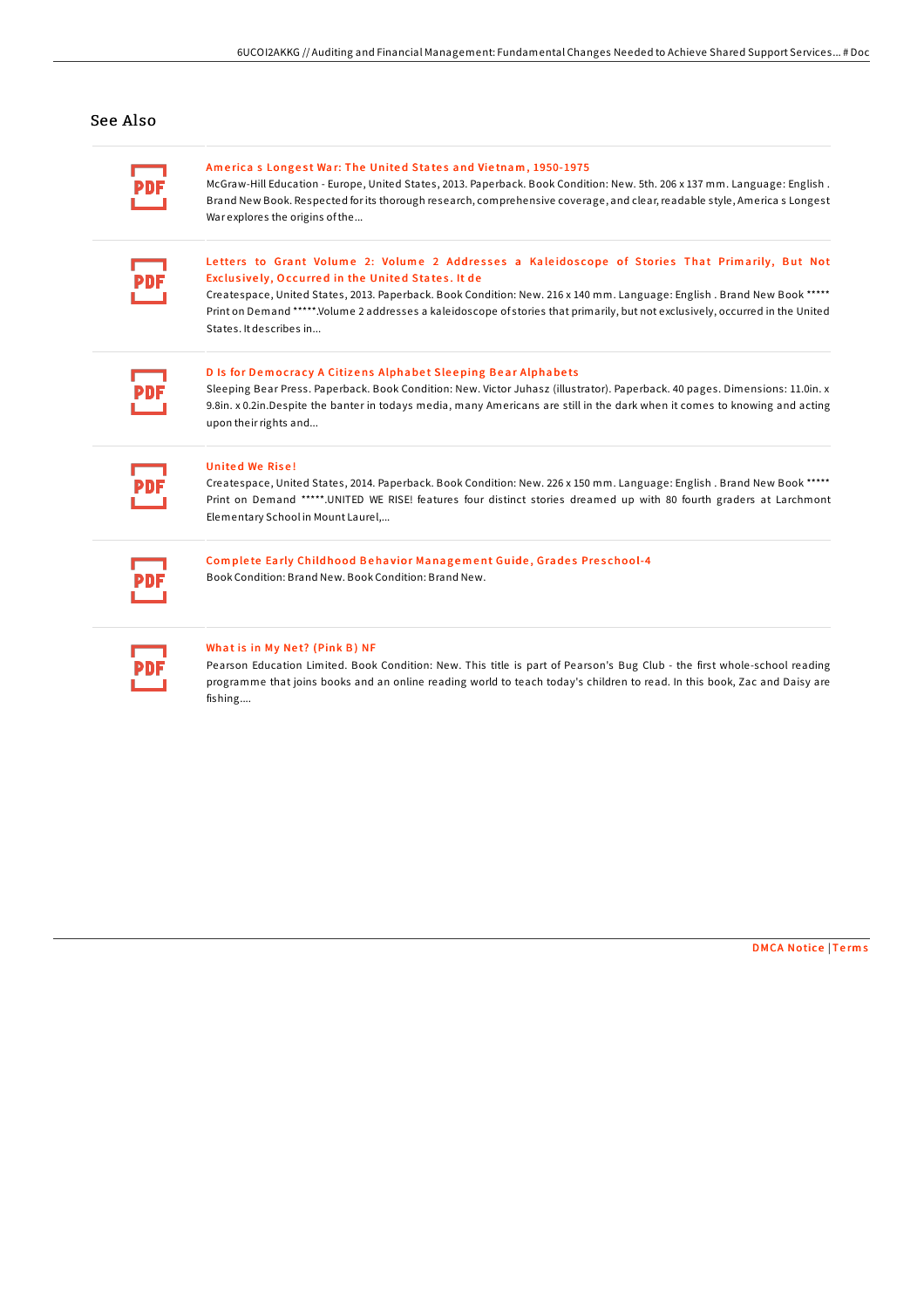## See Also

**America s Longest War: The United States and Vietnam, 1950-1975**

McGraw-Hill Education - Europe, United States, 2013. Paperback. Book Condition: New. 5th. 206 x 137 mm. Language: English . Brand New Book. Respected for its thorough research, comprehensive coverage, and clear, readable style, America s Longest War explores the origins of the...

**Letters to Grant Volume 2: Volume 2 Addresses a Kaleidoscope of Stories That Primarily, But Not Exclusively, Occurred in the United States. It de**

Createspace, United States, 2013. Paperback. Book Condition: New. 216 x 140 mm. Language: English . Brand New Book ***** Print on Demand *****.Volume 2 addresses a kaleidoscope of stories that primarily, but not exclusively, occurred in the United States. It describes in...

**D Is for Democracy A Citizens Alphabet Sleeping Bear Alphabets**

Sleeping Bear Press. Paperback. Book Condition: New. Victor Juhasz (illustrator). Paperback. 40 pages. Dimensions: 11.0in. x 9.8in. x 0.2in.Despite the banter in todays media, many Americans are still in the dark when it comes to knowing and acting upon their rights and...

**United We Rise!**

Createspace, United States, 2014. Paperback. Book Condition: New. 226 x 150 mm. Language: English . Brand New Book ***** Print on Demand *****.UNITED WE RISE! features four distinct stories dreamed up with 80 fourth graders at Larchmont Elementary School in Mount Laurel,...

**Complete Early Childhood Behavior Management Guide, Grades Preschool-4**

Book Condition: Brand New. Book Condition: Brand New.

**What is in My Net? (Pink B) NF**

Pearson Education Limited. Book Condition: New. This title is part of Pearson's Bug Club - the first whole-school reading programme that joins books and an online reading world to teach today's children to read. In this book, Zac and Daisy are fishing....